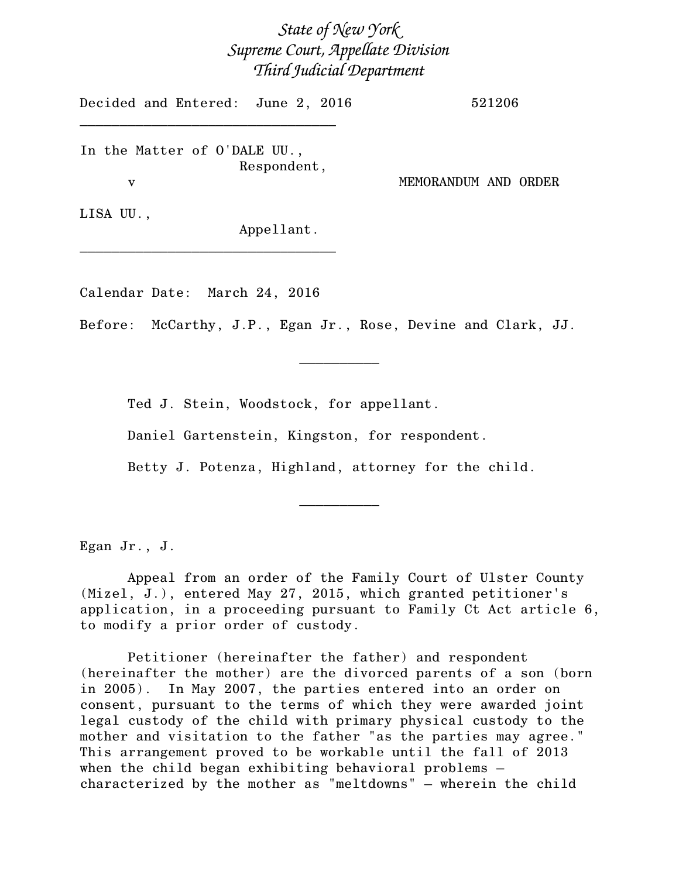*State of New York*
*Supreme Court, Appellate Division*
*Third Judicial Department*

Decided and Entered: June 2, 2016 521206

---

In the Matter of O'DALE UU.,
Respondent,
v MEMORANDUM AND ORDER

LISA UU.,
Appellant.

---

Calendar Date: March 24, 2016

Before: McCarthy, J.P., Egan Jr., Rose, Devine and Clark, JJ.

---

Ted J. Stein, Woodstock, for appellant.

Daniel Gartenstein, Kingston, for respondent.

Betty J. Potenza, Highland, attorney for the child.

---

Egan Jr., J.

Appeal from an order of the Family Court of Ulster County (Mizel, J.), entered May 27, 2015, which granted petitioner's application, in a proceeding pursuant to Family Ct Act article 6, to modify a prior order of custody.

Petitioner (hereinafter the father) and respondent (hereinafter the mother) are the divorced parents of a son (born in 2005). In May 2007, the parties entered into an order on consent, pursuant to the terms of which they were awarded joint legal custody of the child with primary physical custody to the mother and visitation to the father "as the parties may agree." This arrangement proved to be workable until the fall of 2013 when the child began exhibiting behavioral problems – characterized by the mother as "meltdowns" – wherein the child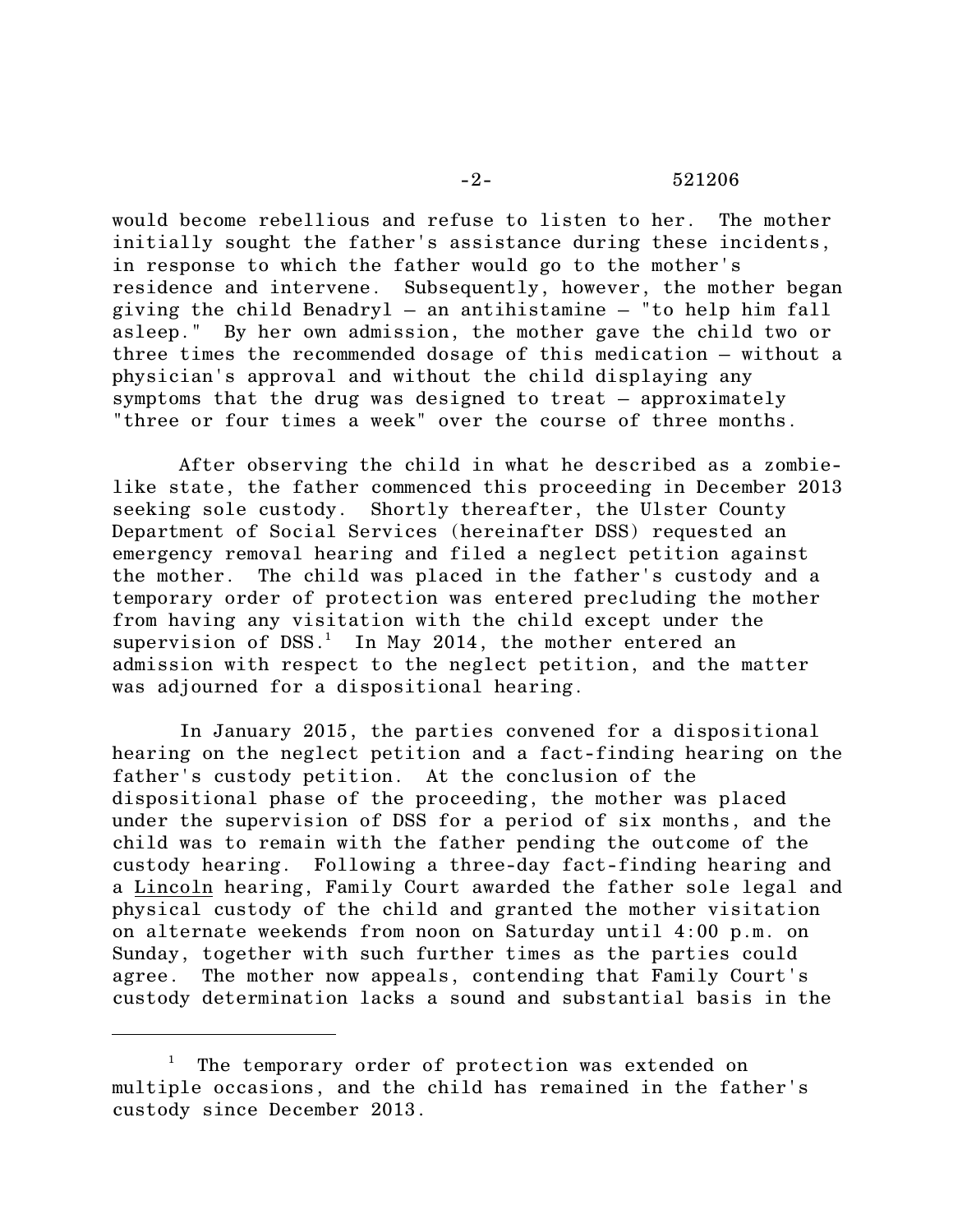would become rebellious and refuse to listen to her. The mother initially sought the father's assistance during these incidents, in response to which the father would go to the mother's residence and intervene. Subsequently, however, the mother began giving the child Benadryl – an antihistamine – "to help him fall asleep." By her own admission, the mother gave the child two or three times the recommended dosage of this medication – without a physician's approval and without the child displaying any symptoms that the drug was designed to treat – approximately "three or four times a week" over the course of three months.

After observing the child in what he described as a zombie-like state, the father commenced this proceeding in December 2013 seeking sole custody. Shortly thereafter, the Ulster County Department of Social Services (hereinafter DSS) requested an emergency removal hearing and filed a neglect petition against the mother. The child was placed in the father's custody and a temporary order of protection was entered precluding the mother from having any visitation with the child except under the supervision of DSS.[1] In May 2014, the mother entered an admission with respect to the neglect petition, and the matter was adjourned for a dispositional hearing.

In January 2015, the parties convened for a dispositional hearing on the neglect petition and a fact-finding hearing on the father's custody petition. At the conclusion of the dispositional phase of the proceeding, the mother was placed under the supervision of DSS for a period of six months, and the child was to remain with the father pending the outcome of the custody hearing. Following a three-day fact-finding hearing and a Lincoln hearing, Family Court awarded the father sole legal and physical custody of the child and granted the mother visitation on alternate weekends from noon on Saturday until 4:00 p.m. on Sunday, together with such further times as the parties could agree. The mother now appeals, contending that Family Court's custody determination lacks a sound and substantial basis in the

---

[1] The temporary order of protection was extended on multiple occasions, and the child has remained in the father's custody since December 2013.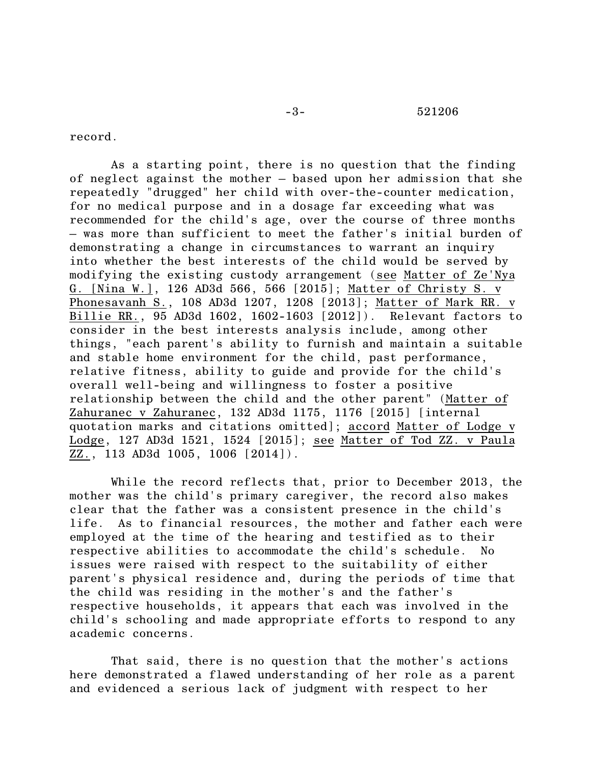record.

As a starting point, there is no question that the finding of neglect against the mother – based upon her admission that she repeatedly "drugged" her child with over-the-counter medication, for no medical purpose and in a dosage far exceeding what was recommended for the child's age, over the course of three months – was more than sufficient to meet the father's initial burden of demonstrating a change in circumstances to warrant an inquiry into whether the best interests of the child would be served by modifying the existing custody arrangement (see Matter of Ze'Nya G. [Nina W.], 126 AD3d 566, 566 [2015]; Matter of Christy S. v Phonesavanh S., 108 AD3d 1207, 1208 [2013]; Matter of Mark RR. v Billie RR., 95 AD3d 1602, 1602-1603 [2012]). Relevant factors to consider in the best interests analysis include, among other things, "each parent's ability to furnish and maintain a suitable and stable home environment for the child, past performance, relative fitness, ability to guide and provide for the child's overall well-being and willingness to foster a positive relationship between the child and the other parent" (Matter of Zahuranec v Zahuranec, 132 AD3d 1175, 1176 [2015] [internal quotation marks and citations omitted]; accord Matter of Lodge v Lodge, 127 AD3d 1521, 1524 [2015]; see Matter of Tod ZZ. v Paula ZZ., 113 AD3d 1005, 1006 [2014]).

While the record reflects that, prior to December 2013, the mother was the child's primary caregiver, the record also makes clear that the father was a consistent presence in the child's life. As to financial resources, the mother and father each were employed at the time of the hearing and testified as to their respective abilities to accommodate the child's schedule. No issues were raised with respect to the suitability of either parent's physical residence and, during the periods of time that the child was residing in the mother's and the father's respective households, it appears that each was involved in the child's schooling and made appropriate efforts to respond to any academic concerns.

That said, there is no question that the mother's actions here demonstrated a flawed understanding of her role as a parent and evidenced a serious lack of judgment with respect to her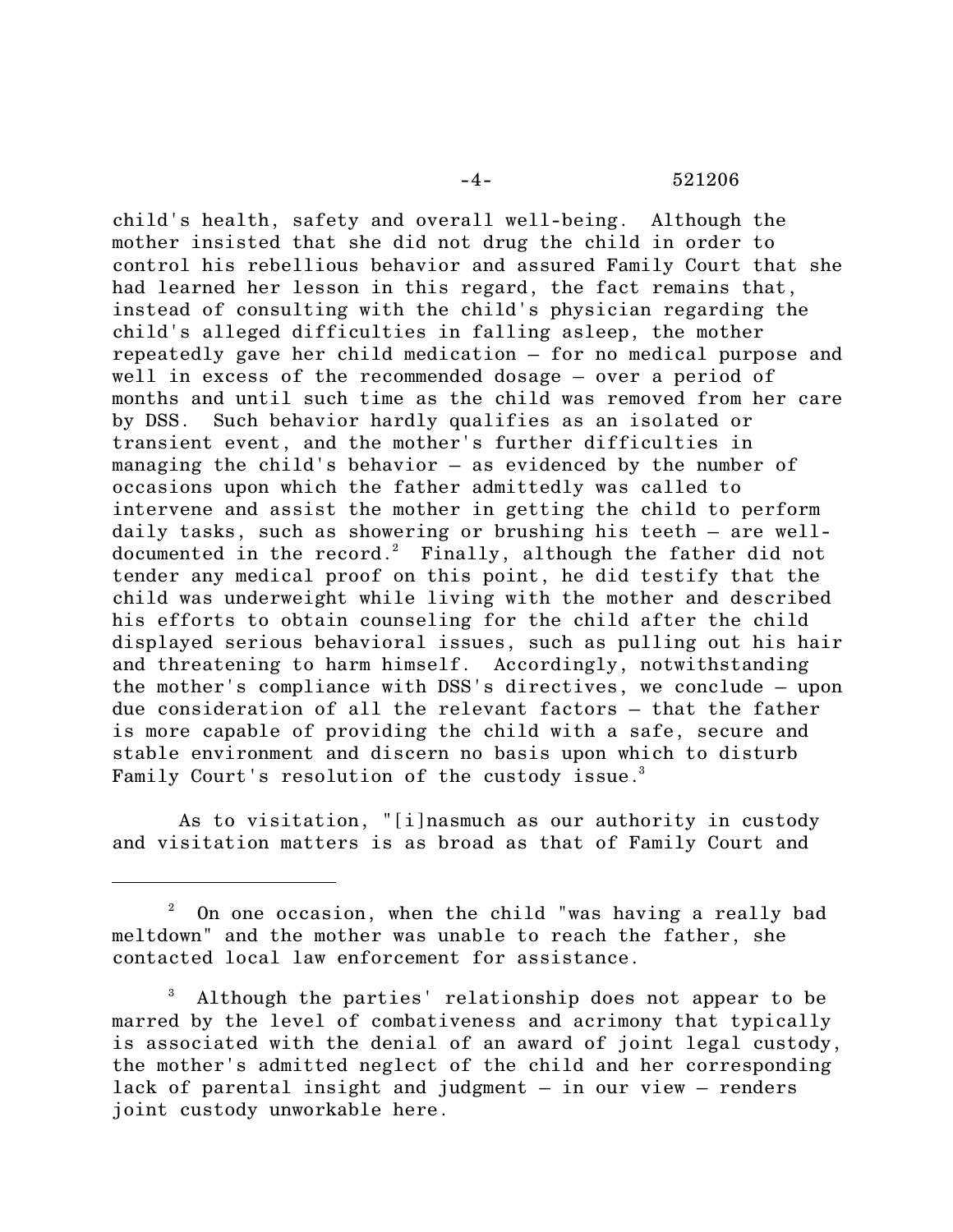child's health, safety and overall well-being. Although the mother insisted that she did not drug the child in order to control his rebellious behavior and assured Family Court that she had learned her lesson in this regard, the fact remains that, instead of consulting with the child's physician regarding the child's alleged difficulties in falling asleep, the mother repeatedly gave her child medication – for no medical purpose and well in excess of the recommended dosage – over a period of months and until such time as the child was removed from her care by DSS. Such behavior hardly qualifies as an isolated or transient event, and the mother's further difficulties in managing the child's behavior – as evidenced by the number of occasions upon which the father admittedly was called to intervene and assist the mother in getting the child to perform daily tasks, such as showering or brushing his teeth – are well-documented in the record.[2] Finally, although the father did not tender any medical proof on this point, he did testify that the child was underweight while living with the mother and described his efforts to obtain counseling for the child after the child displayed serious behavioral issues, such as pulling out his hair and threatening to harm himself. Accordingly, notwithstanding the mother's compliance with DSS's directives, we conclude – upon due consideration of all the relevant factors – that the father is more capable of providing the child with a safe, secure and stable environment and discern no basis upon which to disturb Family Court's resolution of the custody issue.[3]

As to visitation, "[i]nasmuch as our authority in custody and visitation matters is as broad as that of Family Court and

---

[2] On one occasion, when the child "was having a really bad meltdown" and the mother was unable to reach the father, she contacted local law enforcement for assistance.

[3] Although the parties' relationship does not appear to be marred by the level of combativeness and acrimony that typically is associated with the denial of an award of joint legal custody, the mother's admitted neglect of the child and her corresponding lack of parental insight and judgment – in our view – renders joint custody unworkable here.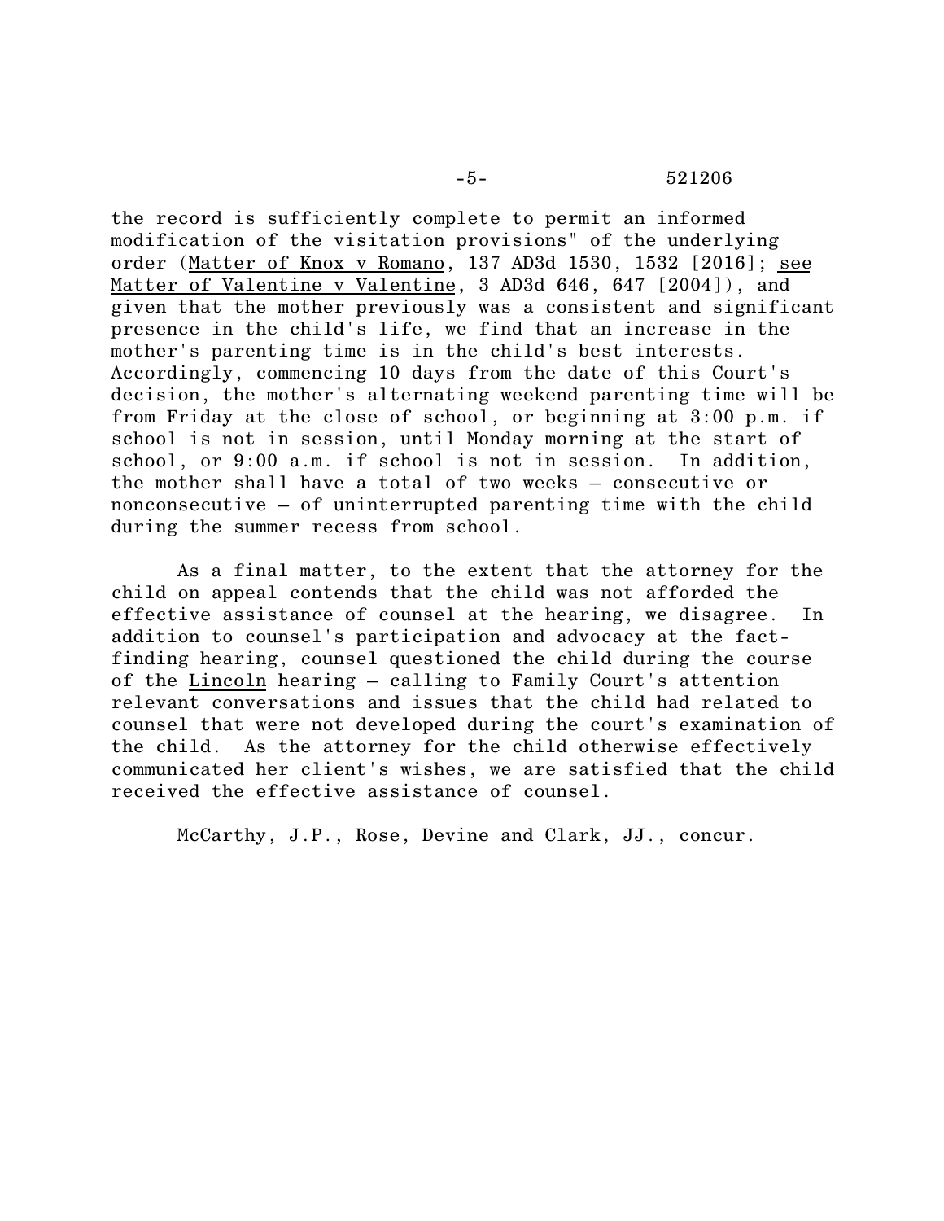the record is sufficiently complete to permit an informed modification of the visitation provisions" of the underlying order (Matter of Knox v Romano, 137 AD3d 1530, 1532 [2016]; see Matter of Valentine v Valentine, 3 AD3d 646, 647 [2004]), and given that the mother previously was a consistent and significant presence in the child's life, we find that an increase in the mother's parenting time is in the child's best interests. Accordingly, commencing 10 days from the date of this Court's decision, the mother's alternating weekend parenting time will be from Friday at the close of school, or beginning at 3:00 p.m. if school is not in session, until Monday morning at the start of school, or 9:00 a.m. if school is not in session. In addition, the mother shall have a total of two weeks – consecutive or nonconsecutive – of uninterrupted parenting time with the child during the summer recess from school.

As a final matter, to the extent that the attorney for the child on appeal contends that the child was not afforded the effective assistance of counsel at the hearing, we disagree. In addition to counsel's participation and advocacy at the fact-finding hearing, counsel questioned the child during the course of the Lincoln hearing – calling to Family Court's attention relevant conversations and issues that the child had related to counsel that were not developed during the court's examination of the child. As the attorney for the child otherwise effectively communicated her client's wishes, we are satisfied that the child received the effective assistance of counsel.

McCarthy, J.P., Rose, Devine and Clark, JJ., concur.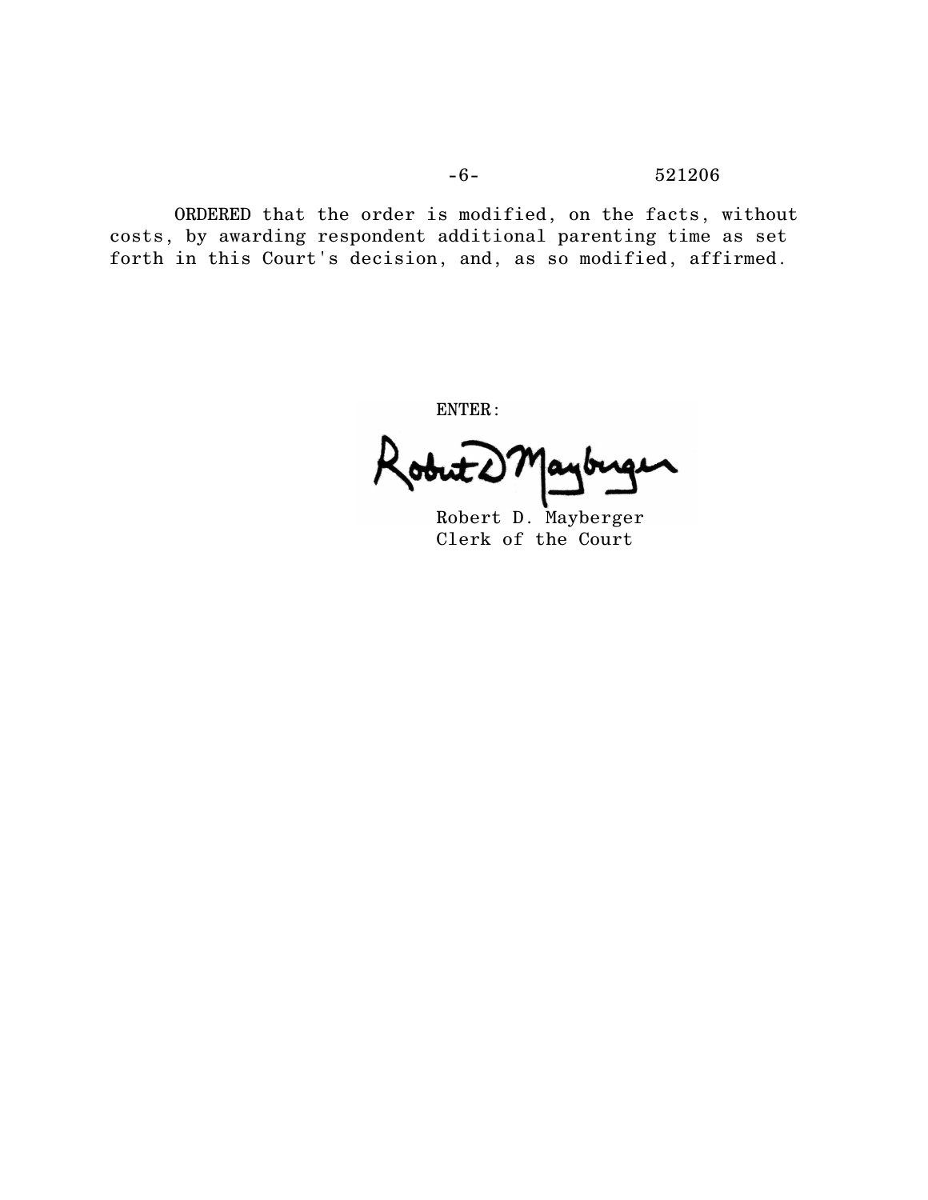ORDERED that the order is modified, on the facts, without costs, by awarding respondent additional parenting time as set forth in this Court's decision, and, as so modified, affirmed.

ENTER:

Robert D. Mayberger
Clerk of the Court